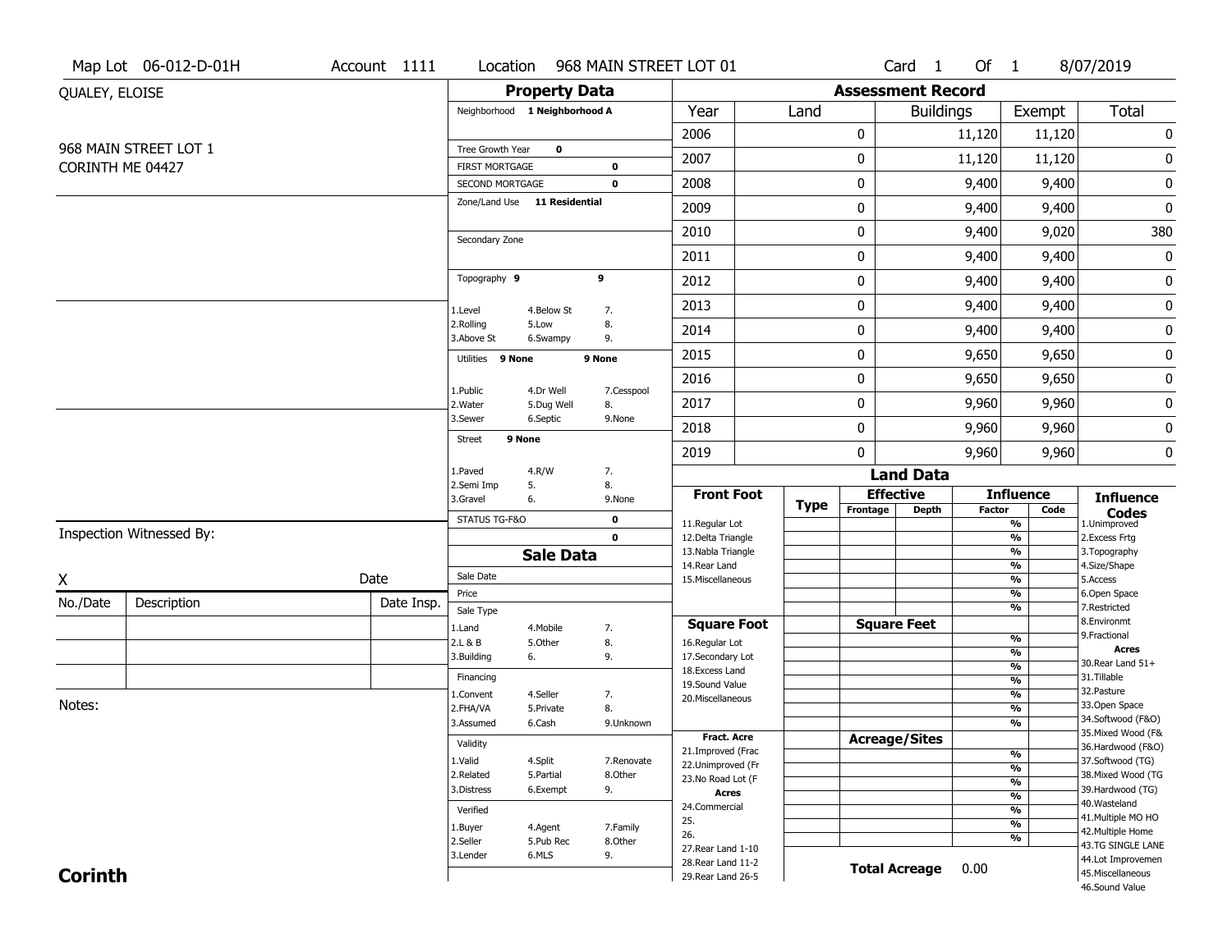Map Lot 06-012-D-01H | Account 1111 | Location 968 MAIN STREET LOT 01 | Card 1 Of 1 | 8/07/2019

QUALEY, ELOISE

968 MAIN STREET LOT 1
CORINTH ME 04427

## Property Data

Neighborhood **1 Neighborhood A**

Tree Growth Year **0**
FIRST MORTGAGE **0**
SECOND MORTGAGE **0**
Zone/Land Use **11 Residential**

Secondary Zone

Topography **9** **9**

1.Level 4.Below St 7.
2.Rolling 5.Low 8.
3.Above St 6.Swampy 9.

Utilities **9 None** **9 None**

1.Public 4.Dr Well 7.Cesspool
2.Water 5.Dug Well 8.
3.Sewer 6.Septic 9.None

Street **9 None**

1.Paved 4.R/W 7.
2.Semi Imp 5. 8.
3.Gravel 6. 9.None

STATUS TG-F&O **0**
**0**

## Sale Data

Sale Date
Price
Sale Type
1.Land 4.Mobile 7.
2.L & B 5.Other 8.
3.Building 6. 9.

Financing
1.Convent 4.Seller 7.
2.FHA/VA 5.Private 8.
3.Assumed 6.Cash 9.Unknown

Validity
1.Valid 4.Split 7.Renovate
2.Related 5.Partial 8.Other
3.Distress 6.Exempt 9.

Verified
1.Buyer 4.Agent 7.Family
2.Seller 5.Pub Rec 8.Other
3.Lender 6.MLS 9.

## Assessment Record

| Year | Land | Buildings | Exempt | Total |
|---|---|---|---|---|
| 2006 | 0 | 11,120 | 11,120 | 0 |
| 2007 | 0 | 11,120 | 11,120 | 0 |
| 2008 | 0 | 9,400 | 9,400 | 0 |
| 2009 | 0 | 9,400 | 9,400 | 0 |
| 2010 | 0 | 9,400 | 9,020 | 380 |
| 2011 | 0 | 9,400 | 9,400 | 0 |
| 2012 | 0 | 9,400 | 9,400 | 0 |
| 2013 | 0 | 9,400 | 9,400 | 0 |
| 2014 | 0 | 9,400 | 9,400 | 0 |
| 2015 | 0 | 9,650 | 9,650 | 0 |
| 2016 | 0 | 9,650 | 9,650 | 0 |
| 2017 | 0 | 9,960 | 9,960 | 0 |
| 2018 | 0 | 9,960 | 9,960 | 0 |
| 2019 | 0 | 9,960 | 9,960 | 0 |

## Land Data

**Front Foot** | **Type** | **Effective** (Frontage, Depth) | **Influence** (Factor, Code)

11.Regular Lot
12.Delta Triangle
13.Nabla Triangle
14.Rear Land
15.Miscellaneous

**Square Foot** | **Square Feet**

16.Regular Lot
17.Secondary Lot
18.Excess Land
19.Sound Value
20.Miscellaneous

**Fract. Acre** | **Acreage/Sites**

21.Improved (Frac
22.Unimproved (Fr
23.No Road Lot (F
**Acres**
24.Commercial
25.
26.
27.Rear Land 1-10
28.Rear Land 11-2
29.Rear Land 26-5

**Total Acreage** 0.00

**Influence Codes**
1.Unimproved
2.Excess Frtg
3.Topography
4.Size/Shape
5.Access
6.Open Space
7.Restricted
8.Environmt
9.Fractional
**Acres**
30.Rear Land 51+
31.Tillable
32.Pasture
33.Open Space
34.Softwood (F&O)
35.Mixed Wood (F&
36.Hardwood (F&O)
37.Softwood (TG)
38.Mixed Wood (TG
39.Hardwood (TG)
40.Wasteland
41.Multiple MO HO
42.Multiple Home
43.TG SINGLE LANE
44.Lot Improvemen
45.Miscellaneous
46.Sound Value

Inspection Witnessed By:

X Date

| No./Date | Description | Date Insp. |
|---|---|---|
| | | |
| | | |
| | | |

Notes:

**Corinth**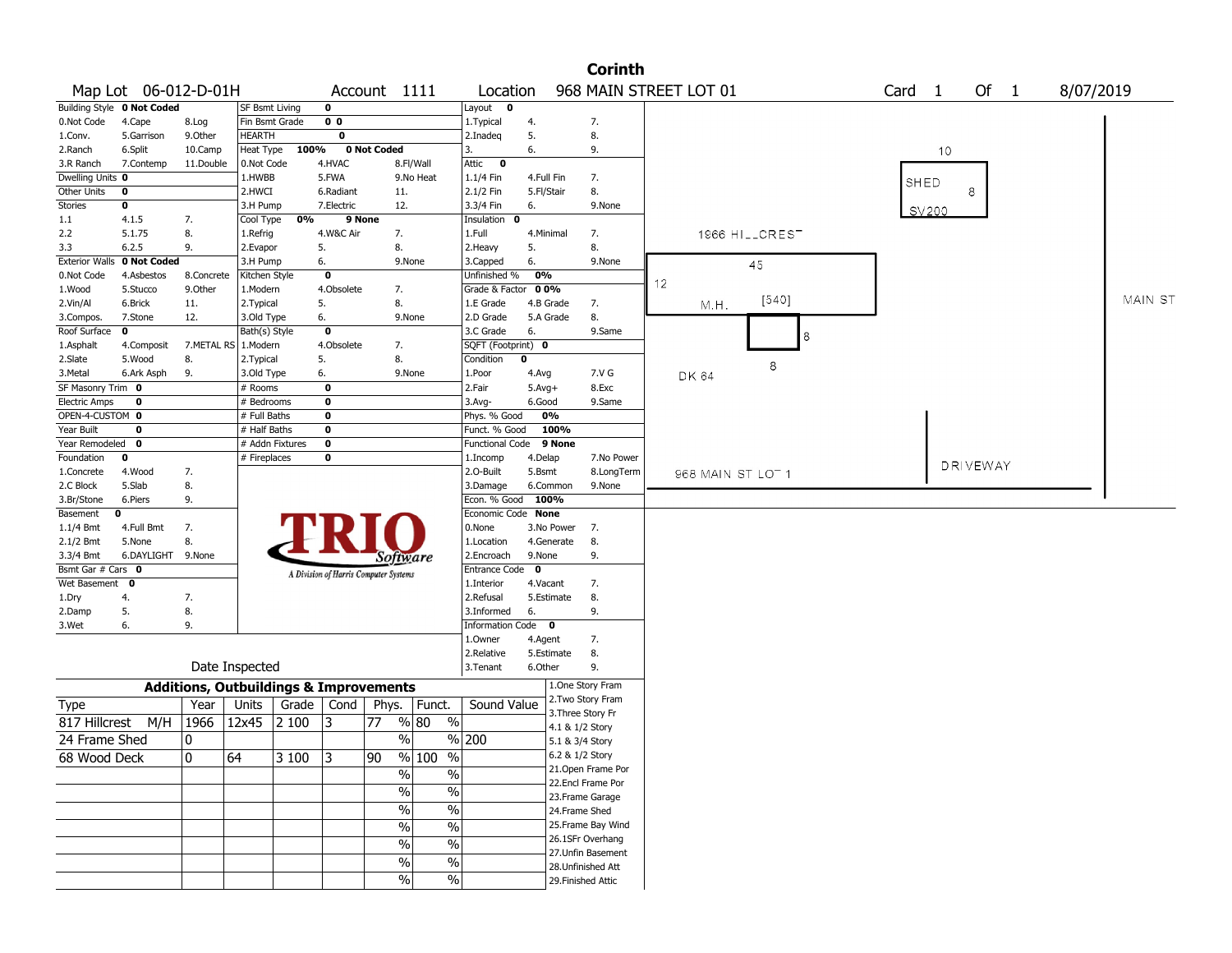# Corinth

**Map Lot** 06-012-D-01H **Account** 1111 **Location** 968 MAIN STREET LOT 01 **Card** 1 **Of** 1 8/07/2019

| Building Style | 0 Not Coded | | SF Bsmt Living | 0 | | | Layout | 0 | |
|---|---|---|---|---|---|---|---|---|---|
| 0.Not Code | 4.Cape | 8.Log | Fin Bsmt Grade | 0 0 | | | 1.Typical | 4. | 7. |
| 1.Conv. | 5.Garrison | 9.Other | HEARTH | 0 | | | 2.Inadeq | 5. | 8. |
| 2.Ranch | 6.Split | 10.Camp | Heat Type | 100% | 0 Not Coded | | 3. | 6. | 9. |
| 3.R Ranch | 7.Contemp | 11.Double | 0.Not Code | 4.HVAC | 8.Fl/Wall | | Attic | 0 | |
| Dwelling Units | 0 | | 1.HWBB | 5.FWA | 9.No Heat | | 1.1/4 Fin | 4.Full Fin | 7. |
| Other Units | 0 | | 2.HWCI | 6.Radiant | 11. | | 2.1/2 Fin | 5.Fl/Stair | 8. |
| Stories | 0 | | 3.H Pump | 7.Electric | 12. | | 3.3/4 Fin | 6. | 9.None |
| 1.1 | 4.1.5 | 7. | Cool Type | 0% | 9 None | | Insulation | 0 | |
| 2.2 | 5.1.75 | 8. | 1.Refrig | 4.W&C Air | 7. | | 1.Full | 4.Minimal | 7. |
| 3.3 | 6.2.5 | 9. | 2.Evapor | 5. | 8. | | 2.Heavy | 5. | 8. |
| Exterior Walls | 0 Not Coded | | 3.H Pump | 6. | 9.None | | 3.Capped | 6. | 9.None |
| 0.Not Code | 4.Asbestos | 8.Concrete | Kitchen Style | 0 | | | Unfinished % | 0% | |
| 1.Wood | 5.Stucco | 9.Other | 1.Modern | 4.Obsolete | 7. | | Grade & Factor | 0 0% | |
| 2.Vin/Al | 6.Brick | 11. | 2.Typical | 5. | 8. | | 1.E Grade | 4.B Grade | 7. |
| 3.Compos. | 7.Stone | 12. | 3.Old Type | 6. | 9.None | | 2.D Grade | 5.A Grade | 8. |
| Roof Surface | 0 | | Bath(s) Style | 0 | | | 3.C Grade | 6. | 9.Same |
| 1.Asphalt | 4.Composit | 7.METAL RS | 1.Modern | 4.Obsolete | 7. | | SQFT (Footprint) | 0 | |
| 2.Slate | 5.Wood | 8. | 2.Typical | 5. | 8. | | Condition | 0 | |
| 3.Metal | 6.Ark Asph | 9. | 3.Old Type | 6. | 9.None | | 1.Poor | 4.Avg | 7.V G |
| SF Masonry Trim | 0 | | # Rooms | 0 | | | 2.Fair | 5.Avg+ | 8.Exc |
| Electric Amps | 0 | | # Bedrooms | 0 | | | 3.Avg- | 6.Good | 9.Same |
| OPEN-4-CUSTOM | 0 | | # Full Baths | 0 | | | Phys. % Good | 0% | |
| Year Built | 0 | | # Half Baths | 0 | | | Funct. % Good | 100% | |
| Year Remodeled | 0 | | # Addn Fixtures | 0 | | | Functional Code | 9 None | |
| Foundation | 0 | | # Fireplaces | 0 | | | 1.Incomp | 4.Delap | 7.No Power |
| 1.Concrete | 4.Wood | 7. | | | | | 2.O-Built | 5.Bsmt | 8.LongTerm |
| 2.C Block | 5.Slab | 8. | | | | | 3.Damage | 6.Common | 9.None |
| 3.Br/Stone | 6.Piers | 9. | | | | | Econ. % Good | 100% | |
| Basement | 0 | | | | | | Economic Code | None | |
| 1.1/4 Bmt | 4.Full Bmt | 7. | | | | | 0.None | 3.No Power | 7. |
| 2.1/2 Bmt | 5.None | 8. | | | | | 1.Location | 4.Generate | 8. |
| 3.3/4 Bmt | 6.DAYLIGHT | 9.None | | | | | 2.Encroach | 9.None | 9. |
| Bsmt Gar # Cars | 0 | | | | | | Entrance Code | 0 | |
| Wet Basement | 0 | | | | | | 1.Interior | 4.Vacant | 7. |
| 1.Dry | 4. | 7. | | | | | 2.Refusal | 5.Estimate | 8. |
| 2.Damp | 5. | 8. | | | | | 3.Informed | 6. | 9. |
| 3.Wet | 6. | 9. | | | | | Information Code | 0 | |
| | | | | | | | 1.Owner | 4.Agent | 7. |
| | | | | | | | 2.Relative | 5.Estimate | 8. |
| | Date Inspected | | | | | | 3.Tenant | 6.Other | 9. |

TRIO Software — A Division of Harris Computer Systems

Sketch: 1966 HILLCREST; M.H. [540] 45 x 12; DK 64 8 x 8; SHED SV200 10 x 8; 968 MAIN ST LOT 1; DRIVEWAY; MAIN ST

## Additions, Outbuildings & Improvements

| Type | Year | Units | Grade | Cond | Phys. | Funct. | Sound Value |
|---|---|---|---|---|---|---|---|
| 817 Hillcrest M/H | 1966 | 12x45 | 2 100 | 3 | 77 % | 80 % | |
| 24 Frame Shed | 0 | | | | % | % | 200 |
| 68 Wood Deck | 0 | 64 | 3 100 | 3 | 90 % | 100 % | |
| | | | | | % | % | |
| | | | | | % | % | |
| | | | | | % | % | |
| | | | | | % | % | |
| | | | | | % | % | |
| | | | | | % | % | |

1.One Story Fram
2.Two Story Fram
3.Three Story Fr
4.1 & 1/2 Story
5.1 & 3/4 Story
6.2 & 1/2 Story
21.Open Frame Por
22.Encl Frame Por
23.Frame Garage
24.Frame Shed
25.Frame Bay Wind
26.1SFr Overhang
27.Unfin Basement
28.Unfinished Att
29.Finished Attic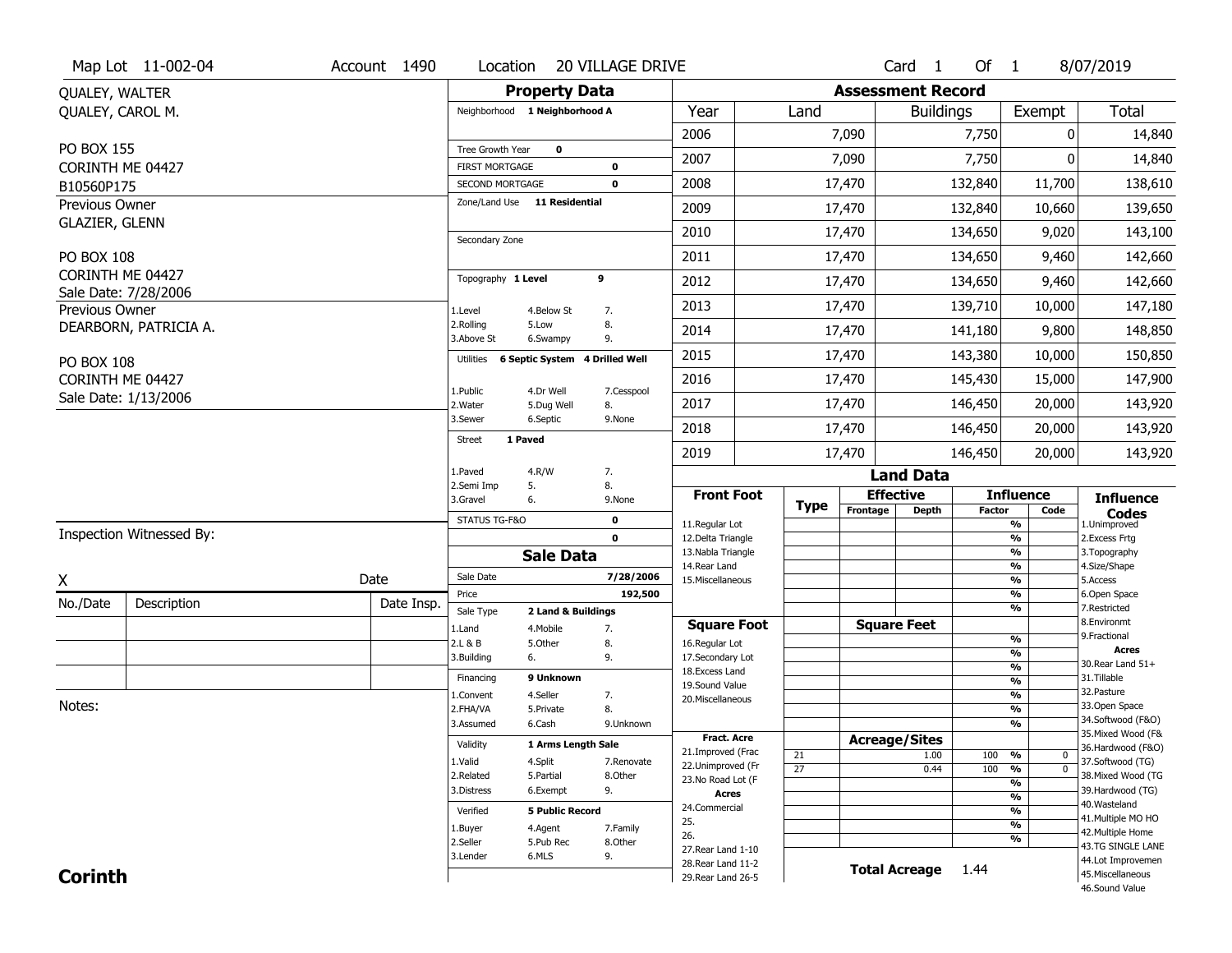Map Lot 11-002-04 | Account 1490 | Location 20 VILLAGE DRIVE | Card 1 Of 1 | 8/07/2019

QUALEY, WALTER
QUALEY, CAROL M.

PO BOX 155
CORINTH ME 04427
B10560P175

Previous Owner
GLAZIER, GLENN

PO BOX 108
CORINTH ME 04427
Sale Date: 7/28/2006

Previous Owner
DEARBORN, PATRICIA A.

PO BOX 108
CORINTH ME 04427
Sale Date: 1/13/2006

Inspection Witnessed By:

X _______________ Date

| No./Date | Description | Date Insp. |
|---|---|---|
| | | |
| | | |
| | | |

Notes:

**Corinth**

## Property Data

Neighborhood: 1 Neighborhood A

Tree Growth Year: 0
FIRST MORTGAGE: 0
SECOND MORTGAGE: 0
Zone/Land Use: 11 Residential

Secondary Zone

Topography: 1 Level 9
1.Level 4.Below St 7.
2.Rolling 5.Low 8.
3.Above St 6.Swampy 9.

Utilities: 6 Septic System 4 Drilled Well
1.Public 4.Dr Well 7.Cesspool
2.Water 5.Dug Well 8.
3.Sewer 6.Septic 9.None

Street: 1 Paved
1.Paved 4.R/W 7.
2.Semi Imp 5. 8.
3.Gravel 6. 9.None

STATUS TG-F&O: 0
0

## Sale Data

Sale Date: 7/28/2006
Price: 192,500

Sale Type: 2 Land & Buildings
1.Land 4.Mobile 7.
2.L & B 5.Other 8.
3.Building 6. 9.

Financing: 9 Unknown
1.Convent 4.Seller 7.
2.FHA/VA 5.Private 8.
3.Assumed 6.Cash 9.Unknown

Validity: 1 Arms Length Sale
1.Valid 4.Split 7.Renovate
2.Related 5.Partial 8.Other
3.Distress 6.Exempt 9.

Verified: 5 Public Record
1.Buyer 4.Agent 7.Family
2.Seller 5.Pub Rec 8.Other
3.Lender 6.MLS 9.

## Assessment Record

| Year | Land | Buildings | Exempt | Total |
|---|---|---|---|---|
| 2006 | 7,090 | 7,750 | 0 | 14,840 |
| 2007 | 7,090 | 7,750 | 0 | 14,840 |
| 2008 | 17,470 | 132,840 | 11,700 | 138,610 |
| 2009 | 17,470 | 132,840 | 10,660 | 139,650 |
| 2010 | 17,470 | 134,650 | 9,020 | 143,100 |
| 2011 | 17,470 | 134,650 | 9,460 | 142,660 |
| 2012 | 17,470 | 134,650 | 9,460 | 142,660 |
| 2013 | 17,470 | 139,710 | 10,000 | 147,180 |
| 2014 | 17,470 | 141,180 | 9,800 | 148,850 |
| 2015 | 17,470 | 143,380 | 10,000 | 150,850 |
| 2016 | 17,470 | 145,430 | 15,000 | 147,900 |
| 2017 | 17,470 | 146,450 | 20,000 | 143,920 |
| 2018 | 17,470 | 146,450 | 20,000 | 143,920 |
| 2019 | 17,470 | 146,450 | 20,000 | 143,920 |

## Land Data

| Front Foot | Type | Effective Frontage | Effective Depth | Influence Factor | Influence Code |
|---|---|---|---|---|---|
| 11.Regular Lot | | | | % | |
| 12.Delta Triangle | | | | % | |
| 13.Nabla Triangle | | | | % | |
| 14.Rear Land | | | | % | |
| 15.Miscellaneous | | | | % | |
| | | | | % | |
| | | | | % | |
| **Square Foot** | | **Square Feet** | | | |
| 16.Regular Lot | | | | % | |
| 17.Secondary Lot | | | | % | |
| 18.Excess Land | | | | % | |
| 19.Sound Value | | | | % | |
| 20.Miscellaneous | | | | % | |
| | | | | % | |
| | | | | % | |
| **Fract. Acre** | | **Acreage/Sites** | | | |
| 21.Improved (Frac | 21 | | 1.00 | 100 % | 0 |
| 22.Unimproved (Fr | 27 | | 0.44 | 100 % | 0 |
| 23.No Road Lot (F | | | | % | |
| **Acres** | | | | % | |
| 24.Commercial | | | | % | |
| 25. | | | | % | |
| 26. | | | | % | |
| 27.Rear Land 1-10 | | | | | |
| 28.Rear Land 11-2 | | **Total Acreage** | 1.44 | | |
| 29.Rear Land 26-5 | | | | | |

**Influence Codes**
1.Unimproved
2.Excess Frtg
3.Topography
4.Size/Shape
5.Access
6.Open Space
7.Restricted
8.Environmt
9.Fractional

**Acres**
30.Rear Land 51+
31.Tillable
32.Pasture
33.Open Space
34.Softwood (F&O)
35.Mixed Wood (F&
36.Hardwood (F&O)
37.Softwood (TG)
38.Mixed Wood (TG
39.Hardwood (TG)
40.Wasteland
41.Multiple MO HO
42.Multiple Home
43.TG SINGLE LANE
44.Lot Improvemen
45.Miscellaneous
46.Sound Value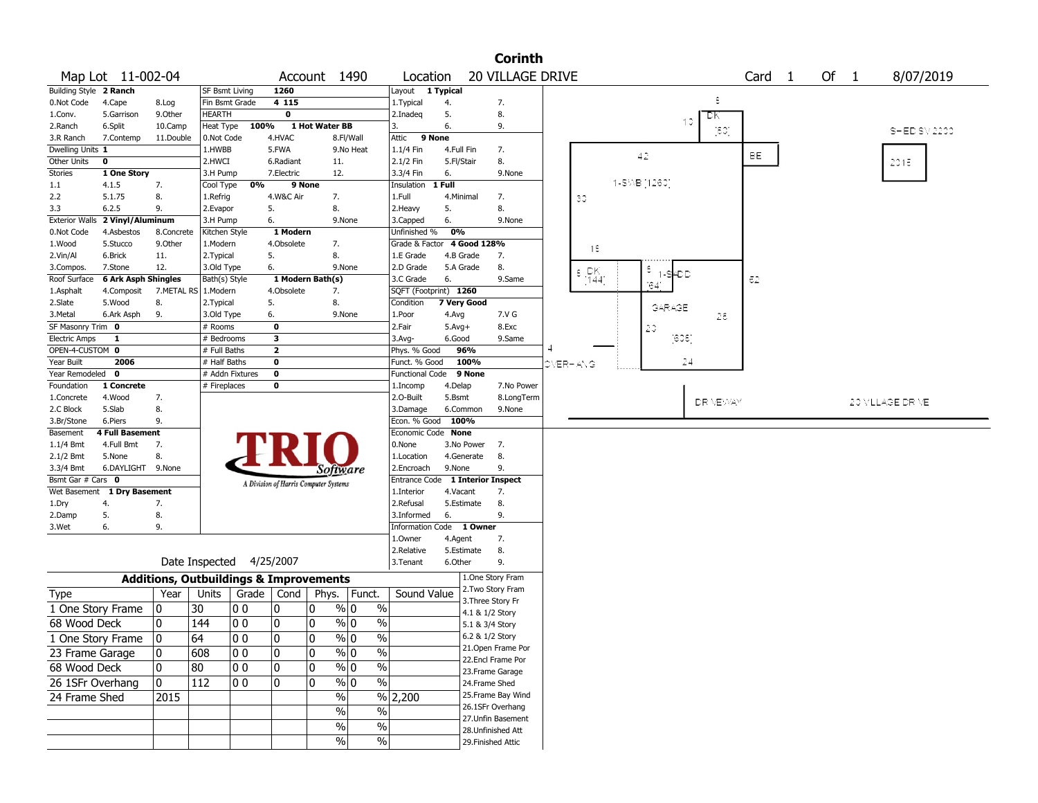# Corinth

Map Lot 11-002-04 | Account 1490 | Location 20 VILLAGE DRIVE | Card 1 Of 1 | 8/07/2019

| | | | | | | | | | | | |
|---|---|---|---|---|---|---|---|---|---|---|---|
| Building Style | 2 Ranch | | SF Bsmt Living | 1260 | | | Layout | 1 Typical | | | |
| 0.Not Code | 4.Cape | 8.Log | Fin Bsmt Grade | 4 115 | | | 1.Typical | 4. | 7. | | |
| 1.Conv. | 5.Garrison | 9.Other | HEARTH | 0 | | | 2.Inadeq | 5. | 8. | | |
| 2.Ranch | 6.Split | 10.Camp | Heat Type | 100% | 1 Hot Water BB | | 3. | 6. | 9. | | |
| 3.R Ranch | 7.Contemp | 11.Double | 0.Not Code | 4.HVAC | 8.Fl/Wall | | Attic | 9 None | | | |
| Dwelling Units | 1 | | 1.HWBB | 5.FWA | 9.No Heat | | 1.1/4 Fin | 4.Full Fin | 7. | | |
| Other Units | 0 | | 2.HWCI | 6.Radiant | 11. | | 2.1/2 Fin | 5.Fl/Stair | 8. | | |
| Stories | 1 One Story | | 3.H Pump | 7.Electric | 12. | | 3.3/4 Fin | 6. | 9.None | | |
| 1.1 | 4.1.5 | 7. | Cool Type | 0% | 9 None | | Insulation | 1 Full | | | |
| 2.2 | 5.1.75 | 8. | 1.Refrig | 4.W&C Air | 7. | | 1.Full | 4.Minimal | 7. | | |
| 3.3 | 6.2.5 | 9. | 2.Evapor | 5. | 8. | | 2.Heavy | 5. | 8. | | |
| Exterior Walls | 2 Vinyl/Aluminum | | 3.H Pump | 6. | 9.None | | 3.Capped | 6. | 9.None | | |
| 0.Not Code | 4.Asbestos | 8.Concrete | Kitchen Style | 1 Modern | | | Unfinished % | 0% | | | |
| 1.Wood | 5.Stucco | 9.Other | 1.Modern | 4.Obsolete | 7. | | Grade & Factor | 4 Good 128% | | | |
| 2.Vin/Al | 6.Brick | 11. | 2.Typical | 5. | 8. | | 1.E Grade | 4.B Grade | 7. | | |
| 3.Compos. | 7.Stone | 12. | 3.Old Type | 6. | 9.None | | 2.D Grade | 5.A Grade | 8. | | |
| Roof Surface | 6 Ark Asph Shingles | | Bath(s) Style | 1 Modern Bath(s) | | | 3.C Grade | 6. | 9.Same | | |
| 1.Asphalt | 4.Composit | 7.METAL RS | 1.Modern | 4.Obsolete | 7. | | SQFT (Footprint) | 1260 | | | |
| 2.Slate | 5.Wood | 8. | 2.Typical | 5. | 8. | | Condition | 7 Very Good | | | |
| 3.Metal | 6.Ark Asph | 9. | 3.Old Type | 6. | 9.None | | 1.Poor | 4.Avg | 7.V G | | |
| SF Masonry Trim | 0 | | # Rooms | 0 | | | 2.Fair | 5.Avg+ | 8.Exc | | |
| Electric Amps | 1 | | # Bedrooms | 3 | | | 3.Avg- | 6.Good | 9.Same | | |
| OPEN-4-CUSTOM | 0 | | # Full Baths | 2 | | | Phys. % Good | 96% | | | |
| Year Built | 2006 | | # Half Baths | 0 | | | Funct. % Good | 100% | | | |
| Year Remodeled | 0 | | # Addn Fixtures | 0 | | | Functional Code | 9 None | | | |
| Foundation | 1 Concrete | | # Fireplaces | 0 | | | 1.Incomp | 4.Delap | 7.No Power | | |
| 1.Concrete | 4.Wood | 7. | | | | | 2.O-Built | 5.Bsmt | 8.LongTerm | | |
| 2.C Block | 5.Slab | 8. | | | | | 3.Damage | 6.Common | 9.None | | |
| 3.Br/Stone | 6.Piers | 9. | | | | | Econ. % Good | 100% | | | |
| Basement | 4 Full Basement | | | | | | Economic Code | None | | | |
| 1.1/4 Bmt | 4.Full Bmt | 7. | | | | | 0.None | 3.No Power | 7. | | |
| 2.1/2 Bmt | 5.None | 8. | | | | | 1.Location | 4.Generate | 8. | | |
| 3.3/4 Bmt | 6.DAYLIGHT | 9.None | | | | | 2.Encroach | 9.None | 9. | | |
| Bsmt Gar # Cars | 0 | | | | | | Entrance Code | 1 Interior Inspect | | | |
| Wet Basement | 1 Dry Basement | | | | | | 1.Interior | 4.Vacant | 7. | | |
| 1.Dry | 4. | 7. | | | | | 2.Refusal | 5.Estimate | 8. | | |
| 2.Damp | 5. | 8. | | | | | 3.Informed | 6. | 9. | | |
| 3.Wet | 6. | 9. | | | | | Information Code | 1 Owner | | | |
| | | | | | | | 1.Owner | 4.Agent | 7. | | |
| | | | | | | | 2.Relative | 5.Estimate | 8. | | |
| | Date Inspected | 4/25/2007 | | | | | 3.Tenant | 6.Other | 9. | | |

TRIO Software — A Division of Harris Computer Systems

## Additions, Outbuildings & Improvements

| Type | Year | Units | Grade | Cond | Phys. | Funct. | Sound Value |
|---|---|---|---|---|---|---|---|
| 1 One Story Frame | 0 | 30 | 0 0 | 0 | 0 % | 0 % | |
| 68 Wood Deck | 0 | 144 | 0 0 | 0 | 0 % | 0 % | |
| 1 One Story Frame | 0 | 64 | 0 0 | 0 | 0 % | 0 % | |
| 23 Frame Garage | 0 | 608 | 0 0 | 0 | 0 % | 0 % | |
| 68 Wood Deck | 0 | 80 | 0 0 | 0 | 0 % | 0 % | |
| 26 1SFr Overhang | 0 | 112 | 0 0 | 0 | 0 % | 0 % | |
| 24 Frame Shed | 2015 | | | | % | % | 2,200 |
| | | | | | % | % | |
| | | | | | % | % | |
| | | | | | % | % | |

1.One Story Fram
2.Two Story Fram
3.Three Story Fr
4.1 & 1/2 Story
5.1 & 3/4 Story
6.2 & 1/2 Story
21.Open Frame Por
22.Encl Frame Por
23.Frame Garage
24.Frame Shed
25.Frame Bay Wind
26.1SFr Overhang
27.Unfin Basement
28.Unfinished Att
29.Finished Attic

8
10
DK
(80)
S-ED SV 2200
42
8E
2015
1-SWB (1260)
30
16
8 DK (144)
8 1-SFDD (64)
52
GARAGE
28
20
(608)
4
24
OVER-HANG
DRIVEWAY
20 VILLAGE DRIVE